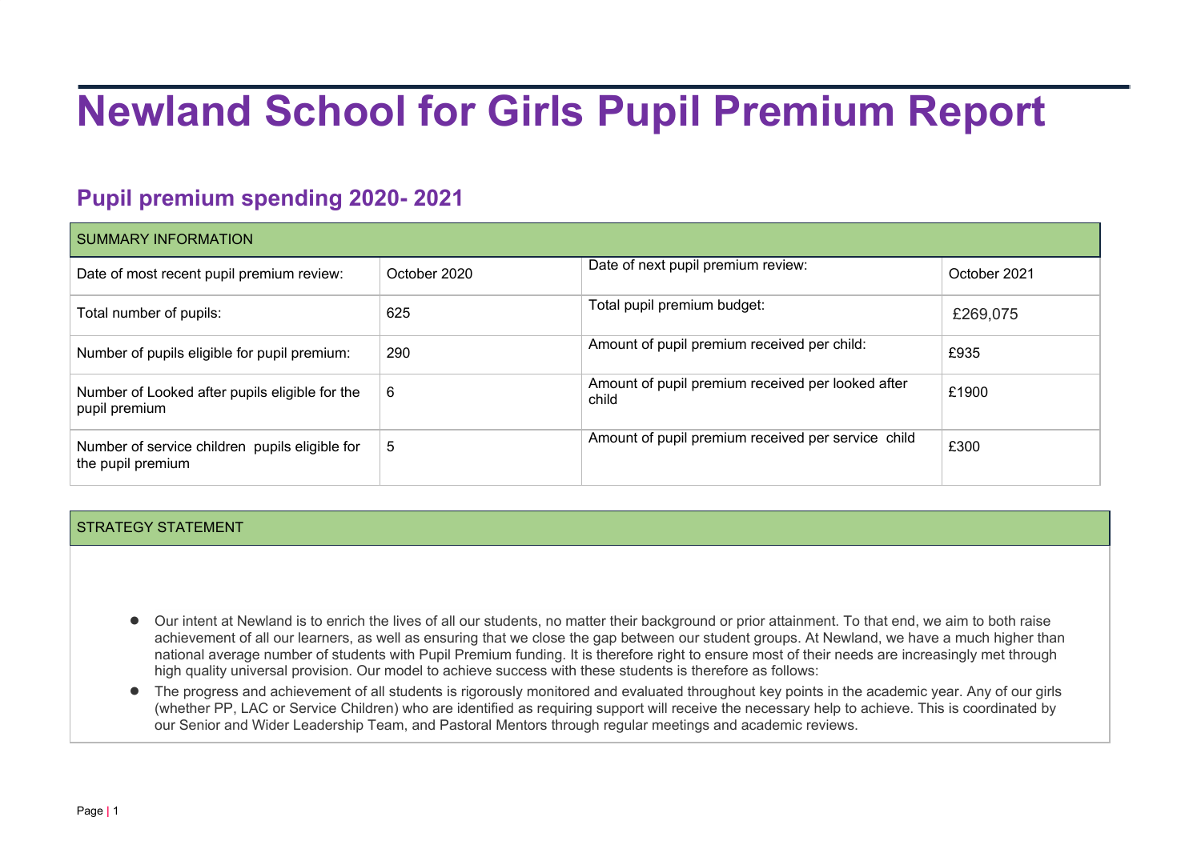# Newland School for Girls Pupil Premium Report

## Pupil premium spending 2020- 2021

| SUMMARY INFORMATION | | | |
|---|---|---|---|
| Date of most recent pupil premium review: | October 2020 | Date of next pupil premium review: | October 2021 |
| Total number of pupils: | 625 | Total pupil premium budget: | £269,075 |
| Number of pupils eligible for pupil premium: | 290 | Amount of pupil premium received per child: | £935 |
| Number of Looked after pupils eligible for the pupil premium | 6 | Amount of pupil premium received per looked after child | £1900 |
| Number of service children pupils eligible for the pupil premium | 5 | Amount of pupil premium received per service child | £300 |

| STRATEGY STATEMENT |
|---|
| <ul><li>Our intent at Newland is to enrich the lives of all our students, no matter their background or prior attainment. To that end, we aim to both raise achievement of all our learners, as well as ensuring that we close the gap between our student groups. At Newland, we have a much higher than national average number of students with Pupil Premium funding. It is therefore right to ensure most of their needs are increasingly met through high quality universal provision. Our model to achieve success with these students is therefore as follows:</li><li>The progress and achievement of all students is rigorously monitored and evaluated throughout key points in the academic year. Any of our girls (whether PP, LAC or Service Children) who are identified as requiring support will receive the necessary help to achieve. This is coordinated by our Senior and Wider Leadership Team, and Pastoral Mentors through regular meetings and academic reviews.</li></ul> |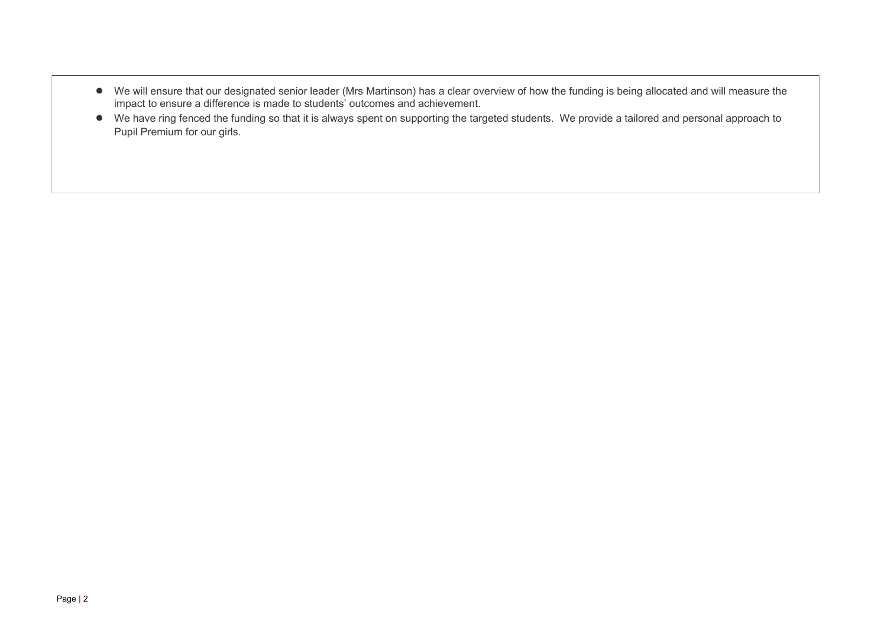- We will ensure that our designated senior leader (Mrs Martinson) has a clear overview of how the funding is being allocated and will measure the impact to ensure a difference is made to students' outcomes and achievement.
- We have ring fenced the funding so that it is always spent on supporting the targeted students.  We provide a tailored and personal approach to Pupil Premium for our girls.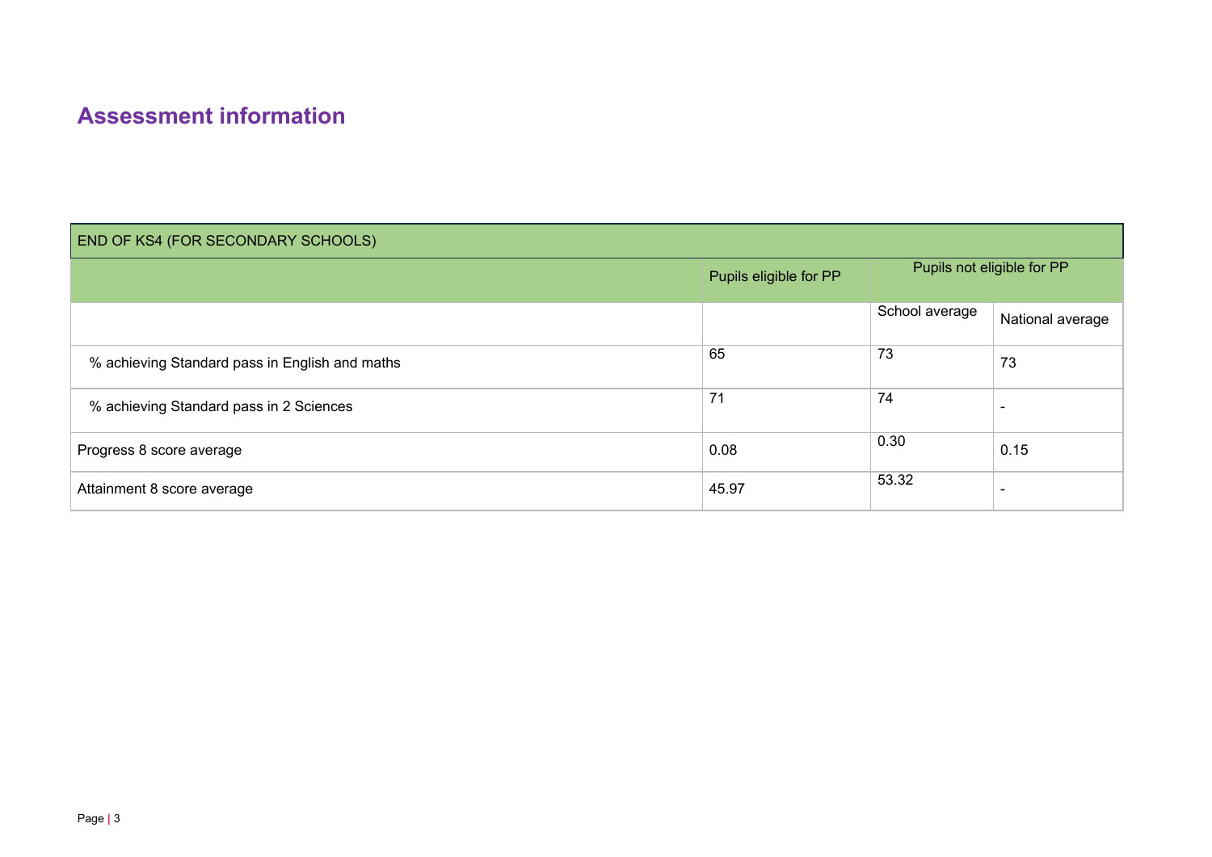# Assessment information

| END OF KS4 (FOR SECONDARY SCHOOLS) | | | |
|---|---|---|---|
| | Pupils eligible for PP | Pupils not eligible for PP | |
| | | School average | National average |
| % achieving Standard pass in English and maths | 65 | 73 | 73 |
| % achieving Standard pass in 2 Sciences | 71 | 74 | - |
| Progress 8 score average | 0.08 | 0.30 | 0.15 |
| Attainment 8 score average | 45.97 | 53.32 | - |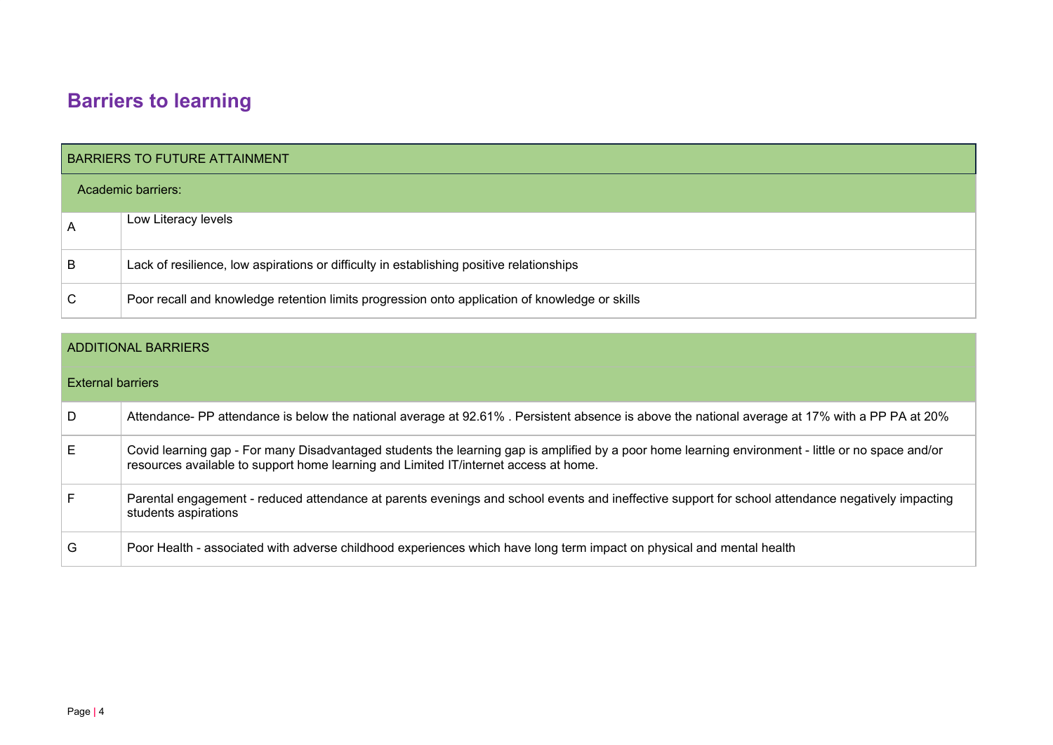## Barriers to learning

| BARRIERS TO FUTURE ATTAINMENT | |
|---|---|
| Academic barriers: | |
| A | Low Literacy levels |
| B | Lack of resilience, low aspirations or difficulty in establishing positive relationships |
| C | Poor recall and knowledge retention limits progression onto application of knowledge or skills |

| ADDITIONAL BARRIERS | |
|---|---|
| External barriers | |
| D | Attendance- PP attendance is below the national average at 92.61% . Persistent absence is above the national average at 17% with a PP PA at 20% |
| E | Covid learning gap - For many Disadvantaged students the learning gap is amplified by a poor home learning environment - little or no space and/or resources available to support home learning and Limited IT/internet access at home. |
| F | Parental engagement - reduced attendance at parents evenings and school events and ineffective support for school attendance negatively impacting students aspirations |
| G | Poor Health - associated with adverse childhood experiences which have long term impact on physical and mental health |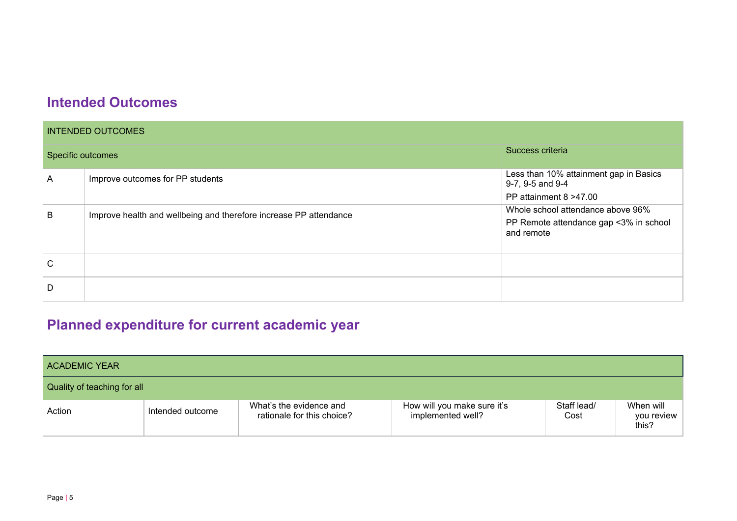## Intended Outcomes

| INTENDED OUTCOMES | | |
|---|---|---|
| Specific outcomes | | Success criteria |
| A | Improve outcomes for PP students | Less than 10% attainment gap in Basics 9-7, 9-5 and 9-4<br>PP attainment 8 >47.00 |
| B | Improve health and wellbeing and therefore increase PP attendance | Whole school attendance above 96%<br>PP Remote attendance gap <3% in school and remote |
| C | | |
| D | | |

## Planned expenditure for current academic year

| ACADEMIC YEAR | | | | | |
|---|---|---|---|---|---|
| Quality of teaching for all | | | | | |
| Action | Intended outcome | What's the evidence and rationale for this choice? | How will you make sure it's implemented well? | Staff lead/ Cost | When will you review this? |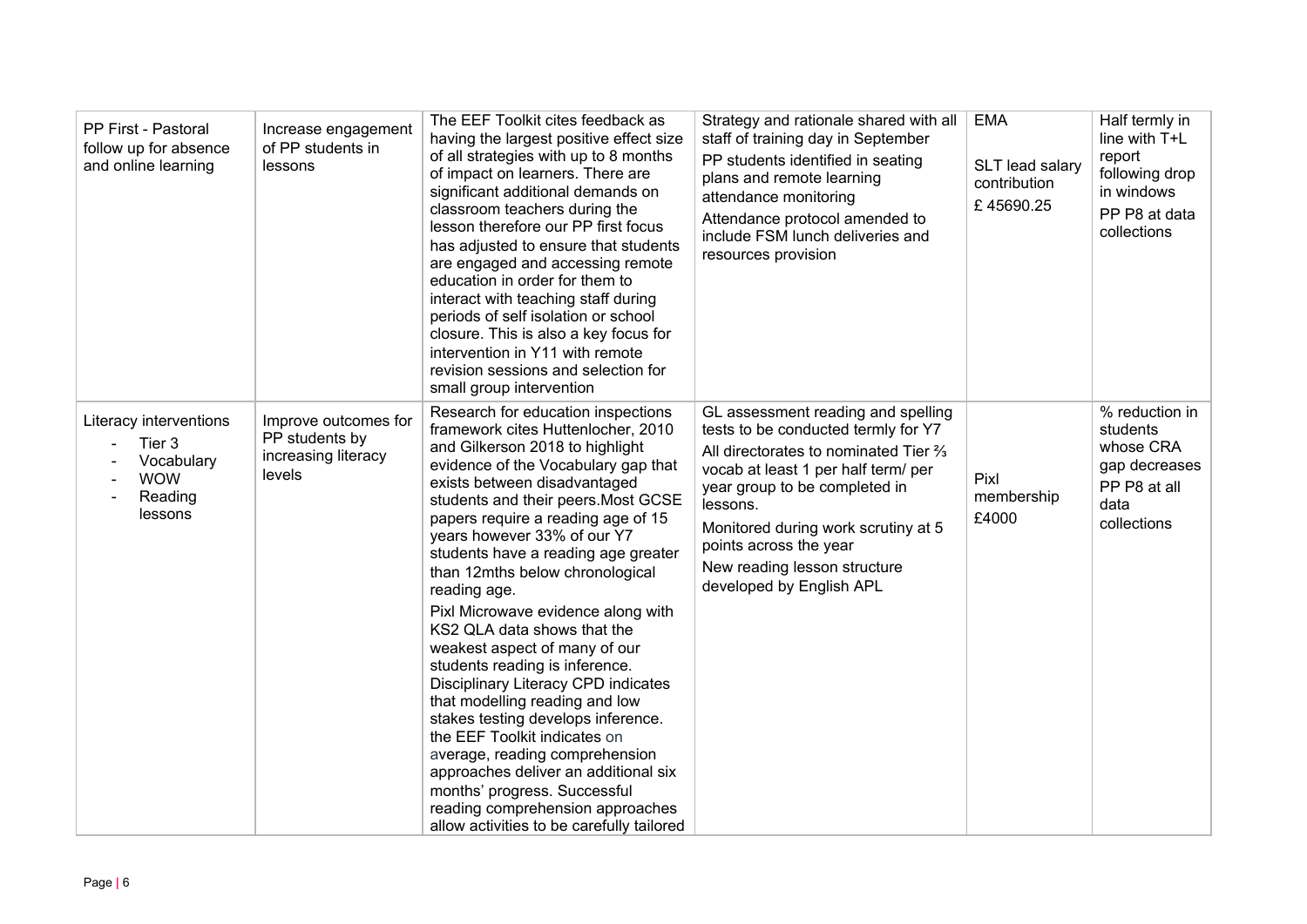| PP First - Pastoral follow up for absence and online learning | Increase engagement of PP students in lessons | The EEF Toolkit cites feedback as having the largest positive effect size of all strategies with up to 8 months of impact on learners. There are significant additional demands on classroom teachers during the lesson therefore our PP first focus has adjusted to ensure that students are engaged and accessing remote education in order for them to interact with teaching staff during periods of self isolation or school closure. This is also a key focus for intervention in Y11 with remote revision sessions and selection for small group intervention | Strategy and rationale shared with all staff of training day in September<br>PP students identified in seating plans and remote learning attendance monitoring<br>Attendance protocol amended to include FSM lunch deliveries and resources provision | EMA<br><br>SLT lead salary contribution<br>£ 45690.25 | Half termly in line with T+L report following drop in windows<br>PP P8 at data collections |
|---|---|---|---|---|---|
| Literacy interventions<br>- Tier 3<br>- Vocabulary<br>- WOW<br>- Reading lessons | Improve outcomes for PP students by increasing literacy levels | Research for education inspections framework cites Huttenlocher, 2010 and Gilkerson 2018 to highlight evidence of the Vocabulary gap that exists between disadvantaged students and their peers.Most GCSE papers require a reading age of 15 years however 33% of our Y7 students have a reading age greater than 12mths below chronological reading age.<br><br>Pixl Microwave evidence along with KS2 QLA data shows that the weakest aspect of many of our students reading is inference. Disciplinary Literacy CPD indicates that modelling reading and low stakes testing develops inference. the EEF Toolkit indicates on average, reading comprehension approaches deliver an additional six months' progress. Successful reading comprehension approaches allow activities to be carefully tailored | GL assessment reading and spelling tests to be conducted termly for Y7<br>All directorates to nominated Tier ⅔ vocab at least 1 per half term/ per year group to be completed in lessons.<br>Monitored during work scrutiny at 5 points across the year<br>New reading lesson structure developed by English APL | Pixl membership<br>£4000 | % reduction in students whose CRA gap decreases<br>PP P8 at all data collections |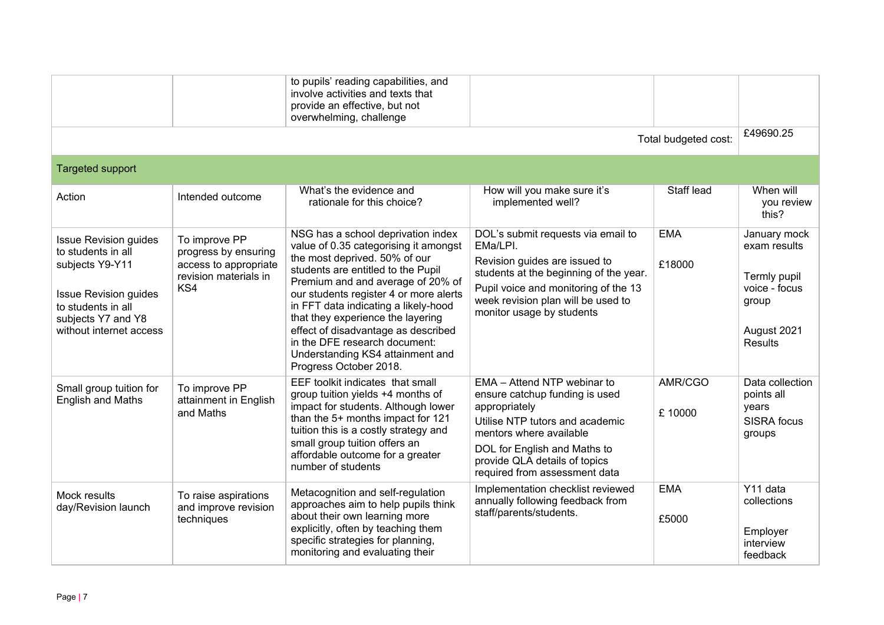| | | to pupils' reading capabilities, and involve activities and texts that provide an effective, but not overwhelming, challenge | | | |
|---|---|---|---|---|---|
| | | | | Total budgeted cost: | £49690.25 |

## Targeted support

| Action | Intended outcome | What's the evidence and rationale for this choice? | How will you make sure it's implemented well? | Staff lead | When will you review this? |
|---|---|---|---|---|---|
| Issue Revision guides to students in all subjects Y9-Y11<br><br>Issue Revision guides to students in all subjects Y7 and Y8 without internet access | To improve PP progress by ensuring access to appropriate revision materials in KS4 | NSG has a school deprivation index value of 0.35 categorising it amongst the most deprived. 50% of our students are entitled to the Pupil Premium and and average of 20% of our students register 4 or more alerts in FFT data indicating a likely-hood that they experience the layering effect of disadvantage as described in the DFE research document: Understanding KS4 attainment and Progress October 2018. | DOL's submit requests via email to EMa/LPI.<br>Revision guides are issued to students at the beginning of the year.<br>Pupil voice and monitoring of the 13 week revision plan will be used to monitor usage by students | EMA<br><br>£18000 | January mock exam results<br><br>Termly pupil voice - focus group<br><br>August 2021 Results |
| Small group tuition for English and Maths | To improve PP attainment in English and Maths | EEF toolkit indicates that small group tuition yields +4 months of impact for students. Although lower than the 5+ months impact for 121 tuition this is a costly strategy and small group tuition offers an affordable outcome for a greater number of students | EMA – Attend NTP webinar to ensure catchup funding is used appropriately<br>Utilise NTP tutors and academic mentors where available<br>DOL for English and Maths to provide QLA details of topics required from assessment data | AMR/CGO<br><br>£ 10000 | Data collection points all years<br>SISRA focus groups |
| Mock results day/Revision launch | To raise aspirations and improve revision techniques | Metacognition and self-regulation approaches aim to help pupils think about their own learning more explicitly, often by teaching them specific strategies for planning, monitoring and evaluating their | Implementation checklist reviewed annually following feedback from staff/parents/students. | EMA<br><br>£5000 | Y11 data collections<br><br>Employer interview feedback |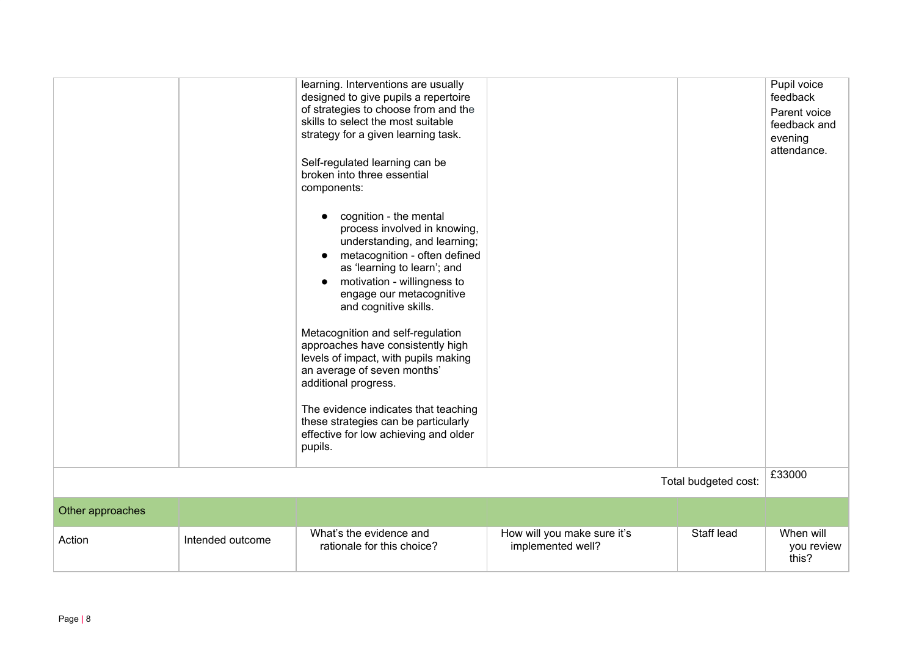| | | | | | |
|---|---|---|---|---|---|
| | | learning. Interventions are usually designed to give pupils a repertoire of strategies to choose from and the skills to select the most suitable strategy for a given learning task.<br><br>Self-regulated learning can be broken into three essential components:<br><br>• cognition - the mental process involved in knowing, understanding, and learning;<br>• metacognition - often defined as 'learning to learn'; and<br>• motivation - willingness to engage our metacognitive and cognitive skills.<br><br>Metacognition and self-regulation approaches have consistently high levels of impact, with pupils making an average of seven months' additional progress.<br><br>The evidence indicates that teaching these strategies can be particularly effective for low achieving and older pupils. | | | Pupil voice feedback<br>Parent voice feedback and evening attendance. |
| | | | | Total budgeted cost: | £33000 |
| Other approaches | | | | | |
| Action | Intended outcome | What's the evidence and rationale for this choice? | How will you make sure it's implemented well? | Staff lead | When will you review this? |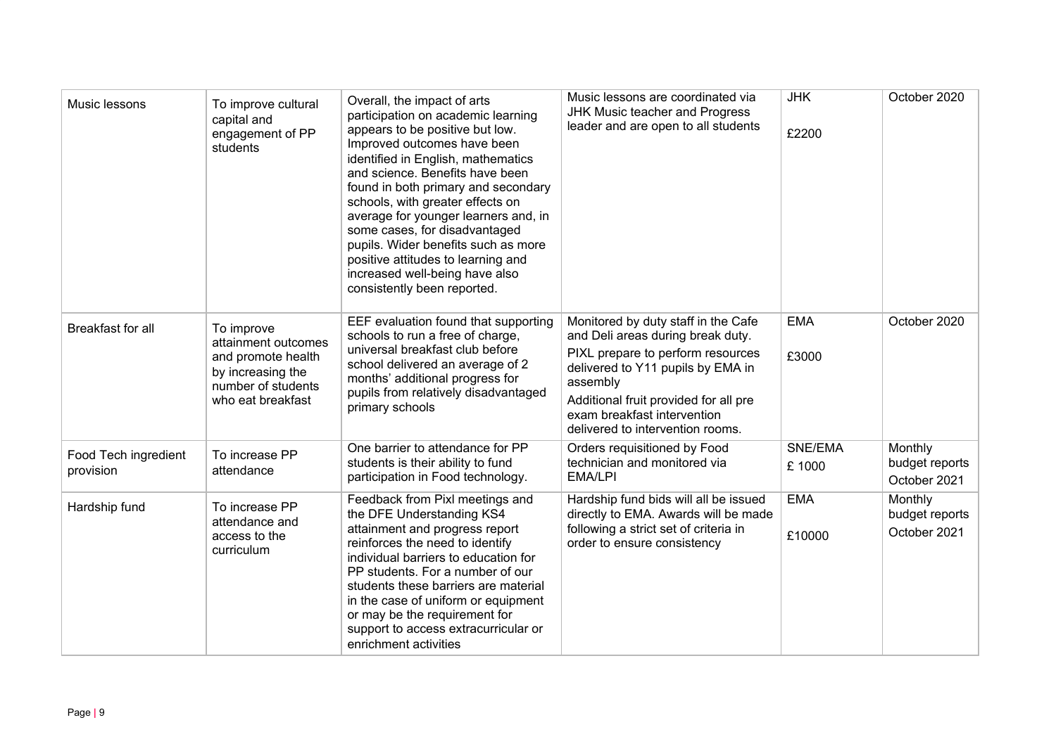| Music lessons | To improve cultural capital and engagement of PP students | Overall, the impact of arts participation on academic learning appears to be positive but low. Improved outcomes have been identified in English, mathematics and science. Benefits have been found in both primary and secondary schools, with greater effects on average for younger learners and, in some cases, for disadvantaged pupils. Wider benefits such as more positive attitudes to learning and increased well-being have also consistently been reported. | Music lessons are coordinated via JHK Music teacher and Progress leader and are open to all students | JHK<br><br>£2200 | October 2020 |
|---|---|---|---|---|---|
| Breakfast for all | To improve attainment outcomes and promote health by increasing the number of students who eat breakfast | EEF evaluation found that supporting schools to run a free of charge, universal breakfast club before school delivered an average of 2 months' additional progress for pupils from relatively disadvantaged primary schools | Monitored by duty staff in the Cafe and Deli areas during break duty.<br><br>PIXL prepare to perform resources delivered to Y11 pupils by EMA in assembly<br><br>Additional fruit provided for all pre exam breakfast intervention delivered to intervention rooms. | EMA<br><br>£3000 | October 2020 |
| Food Tech ingredient provision | To increase PP attendance | One barrier to attendance for PP students is their ability to fund participation in Food technology. | Orders requisitioned by Food technician and monitored via EMA/LPI | SNE/EMA<br><br>£ 1000 | Monthly budget reports<br><br>October 2021 |
| Hardship fund | To increase PP attendance and access to the curriculum | Feedback from Pixl meetings and the DFE Understanding KS4 attainment and progress report reinforces the need to identify individual barriers to education for PP students. For a number of our students these barriers are material in the case of uniform or equipment or may be the requirement for support to access extracurricular or enrichment activities | Hardship fund bids will all be issued directly to EMA. Awards will be made following a strict set of criteria in order to ensure consistency | EMA<br><br>£10000 | Monthly budget reports<br><br>October 2021 |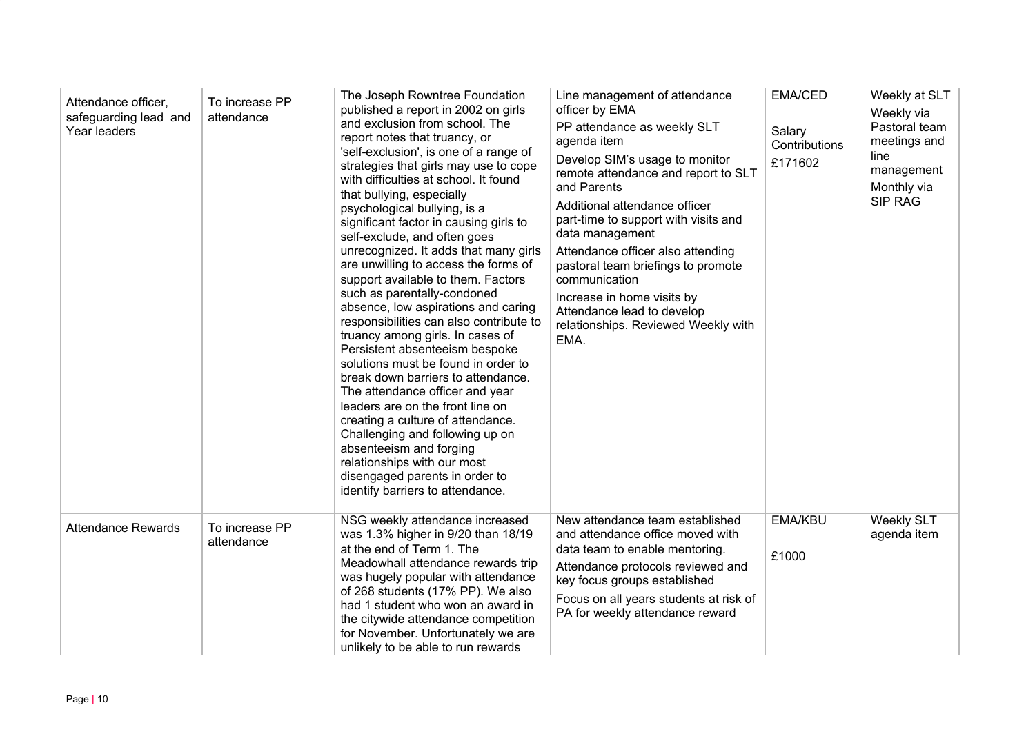| Attendance officer, safeguarding lead and Year leaders | To increase PP attendance | The Joseph Rowntree Foundation published a report in 2002 on girls and exclusion from school. The report notes that truancy, or 'self-exclusion', is one of a range of strategies that girls may use to cope with difficulties at school. It found that bullying, especially psychological bullying, is a significant factor in causing girls to self-exclude, and often goes unrecognized. It adds that many girls are unwilling to access the forms of support available to them. Factors such as parentally-condoned absence, low aspirations and caring responsibilities can also contribute to truancy among girls. In cases of Persistent absenteeism bespoke solutions must be found in order to break down barriers to attendance. The attendance officer and year leaders are on the front line on creating a culture of attendance. Challenging and following up on absenteeism and forging relationships with our most disengaged parents in order to identify barriers to attendance. | Line management of attendance officer by EMA<br>PP attendance as weekly SLT agenda item<br>Develop SIM's usage to monitor remote attendance and report to SLT and Parents<br>Additional attendance officer part-time to support with visits and data management<br>Attendance officer also attending pastoral team briefings to promote communication<br>Increase in home visits by Attendance lead to develop relationships. Reviewed Weekly with EMA. | EMA/CED<br>Salary Contributions<br>£171602 | Weekly at SLT<br>Weekly via Pastoral team meetings and line management<br>Monthly via SIP RAG |
|---|---|---|---|---|---|
| Attendance Rewards | To increase PP attendance | NSG weekly attendance increased was 1.3% higher in 9/20 than 18/19 at the end of Term 1. The Meadowhall attendance rewards trip was hugely popular with attendance of 268 students (17% PP). We also had 1 student who won an award in the citywide attendance competition for November. Unfortunately we are unlikely to be able to run rewards | New attendance team established and attendance office moved with data team to enable mentoring.<br>Attendance protocols reviewed and key focus groups established<br>Focus on all years students at risk of PA for weekly attendance reward | EMA/KBU<br>£1000 | Weekly SLT agenda item |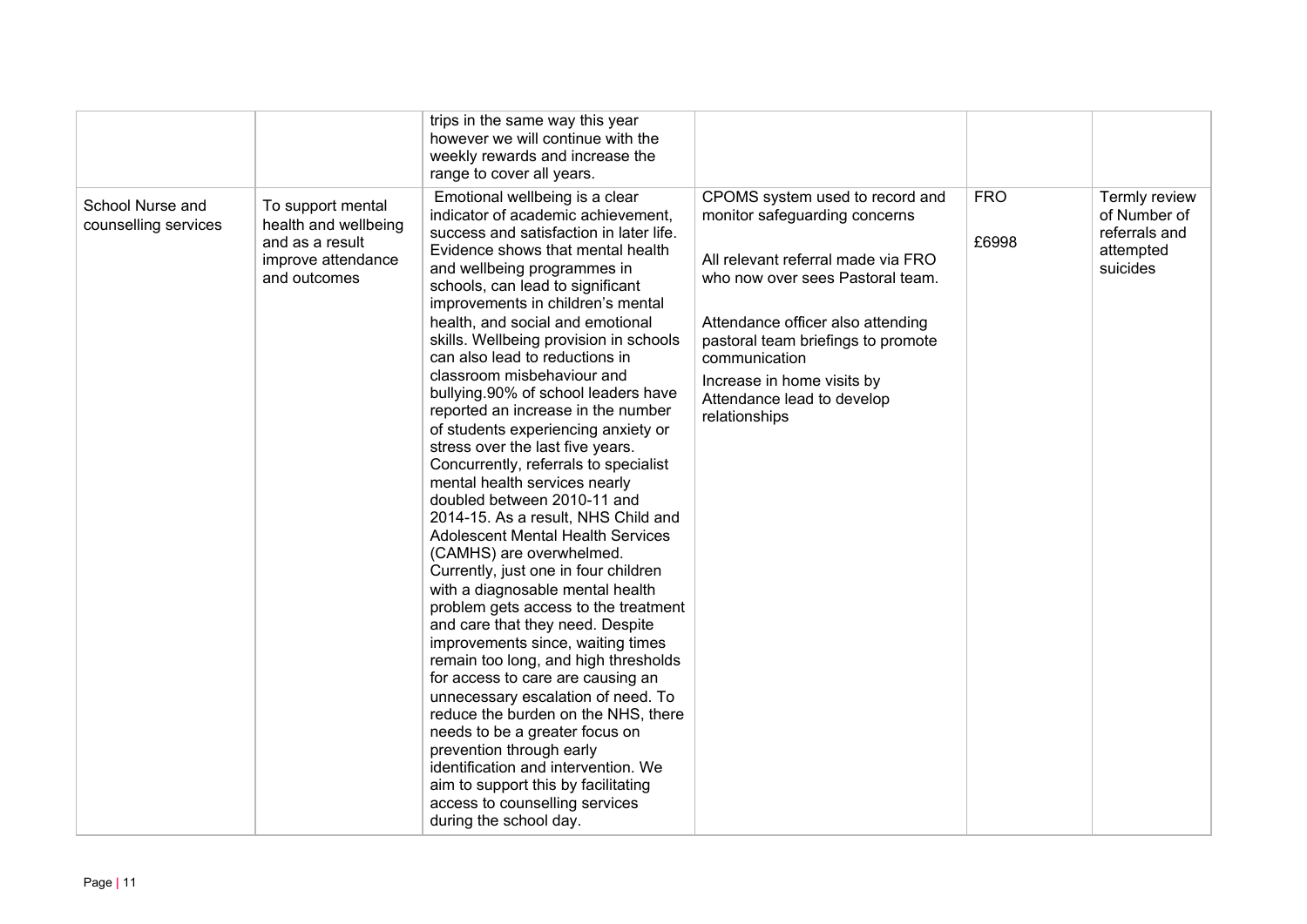| | | | | | |
|---|---|---|---|---|---|
| | | trips in the same way this year however we will continue with the weekly rewards and increase the range to cover all years. | | | |
| School Nurse and counselling services | To support mental health and wellbeing and as a result improve attendance and outcomes | Emotional wellbeing is a clear indicator of academic achievement, success and satisfaction in later life. Evidence shows that mental health and wellbeing programmes in schools, can lead to significant improvements in children's mental health, and social and emotional skills. Wellbeing provision in schools can also lead to reductions in classroom misbehaviour and bullying.90% of school leaders have reported an increase in the number of students experiencing anxiety or stress over the last five years. Concurrently, referrals to specialist mental health services nearly doubled between 2010-11 and 2014-15. As a result, NHS Child and Adolescent Mental Health Services (CAMHS) are overwhelmed. Currently, just one in four children with a diagnosable mental health problem gets access to the treatment and care that they need. Despite improvements since, waiting times remain too long, and high thresholds for access to care are causing an unnecessary escalation of need. To reduce the burden on the NHS, there needs to be a greater focus on prevention through early identification and intervention. We aim to support this by facilitating access to counselling services during the school day. | CPOMS system used to record and monitor safeguarding concerns<br><br>All relevant referral made via FRO who now over sees Pastoral team.<br><br>Attendance officer also attending pastoral team briefings to promote communication<br><br>Increase in home visits by Attendance lead to develop relationships | FRO<br><br>£6998 | Termly review of Number of referrals and attempted suicides |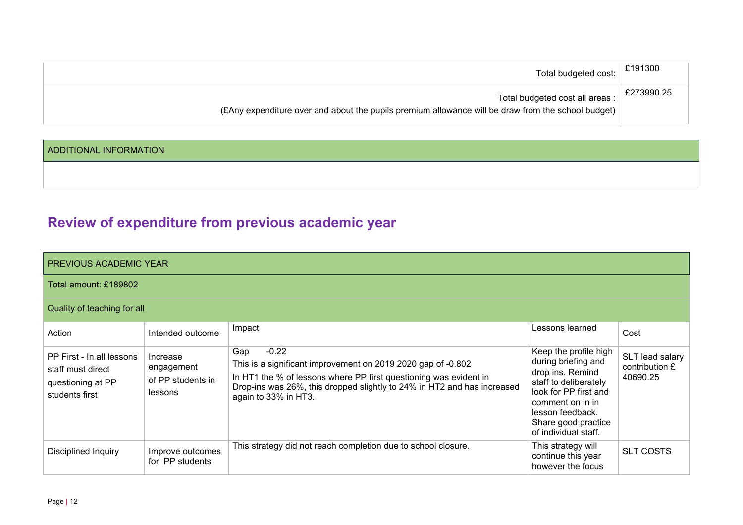| | |
|---|---|
| Total budgeted cost: | £191300 |
| Total budgeted cost all areas :<br>(£Any expenditure over and about the pupils premium allowance will be draw from the school budget) | £273990.25 |

| ADDITIONAL INFORMATION |
|---|
| |

## Review of expenditure from previous academic year

| PREVIOUS ACADEMIC YEAR | | | | |
|---|---|---|---|---|
| Total amount: £189802 | | | | |
| Quality of teaching for all | | | | |
| Action | Intended outcome | Impact | Lessons learned | Cost |
| PP First - In all lessons staff must direct questioning at PP students first | Increase engagement of PP students in lessons | Gap -0.22<br>This is a significant improvement on 2019 2020 gap of -0.802<br>In HT1 the % of lessons where PP first questioning was evident in Drop-ins was 26%, this dropped slightly to 24% in HT2 and has increased again to 33% in HT3. | Keep the profile high during briefing and drop ins. Remind staff to deliberately look for PP first and comment on in in lesson feedback. Share good practice of individual staff. | SLT lead salary contribution £ 40690.25 |
| Disciplined Inquiry | Improve outcomes for PP students | This strategy did not reach completion due to school closure. | This strategy will continue this year however the focus | SLT COSTS |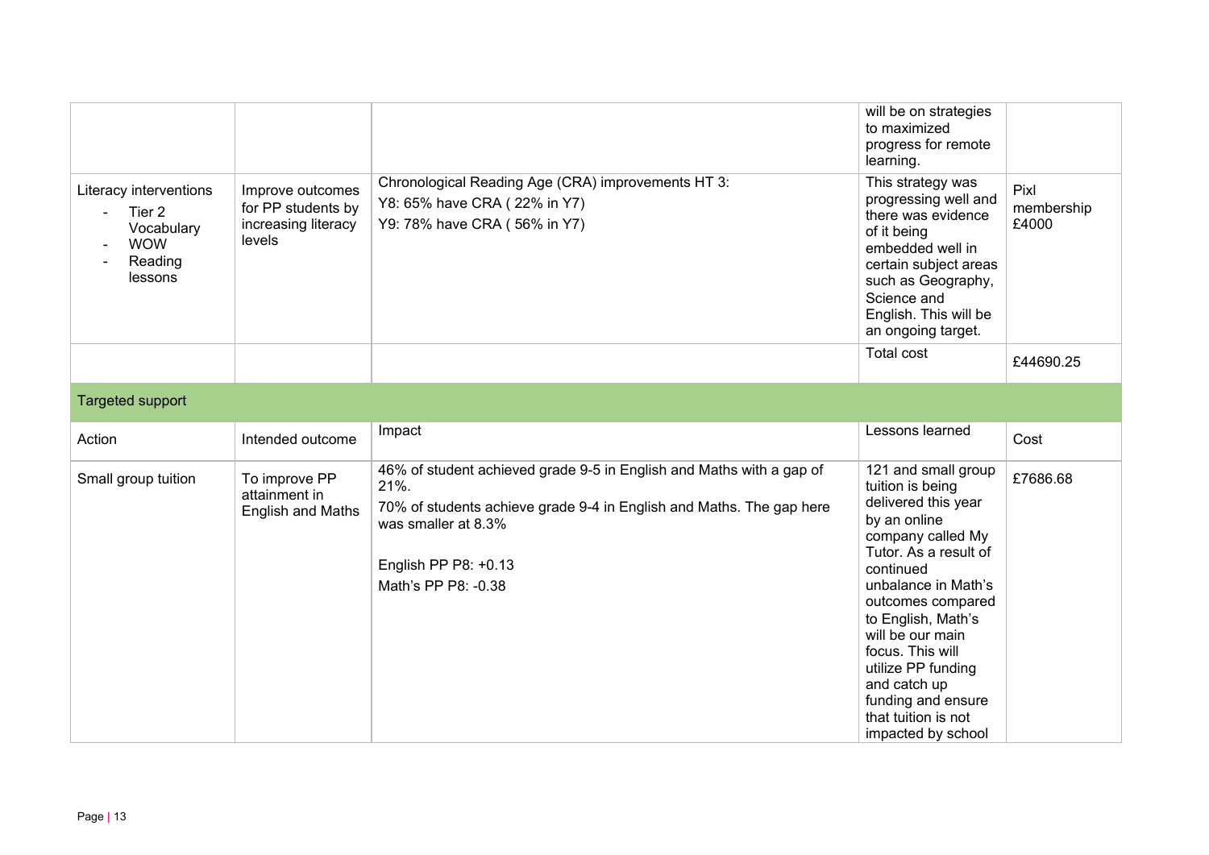| | | | will be on strategies to maximized progress for remote learning. | |
|---|---|---|---|---|
| Literacy interventions<br>- Tier 2 Vocabulary<br>- WOW<br>- Reading lessons | Improve outcomes for PP students by increasing literacy levels | Chronological Reading Age (CRA) improvements HT 3:<br>Y8: 65% have CRA ( 22% in Y7)<br>Y9: 78% have CRA ( 56% in Y7) | This strategy was progressing well and there was evidence of it being embedded well in certain subject areas such as Geography, Science and English. This will be an ongoing target. | Pixl membership £4000 |
| | | | Total cost | £44690.25 |
| **Targeted support** | | | | |
| Action | Intended outcome | Impact | Lessons learned | Cost |
| Small group tuition | To improve PP attainment in English and Maths | 46% of student achieved grade 9-5 in English and Maths with a gap of 21%.<br>70% of students achieve grade 9-4 in English and Maths. The gap here was smaller at 8.3%<br><br>English PP P8: +0.13<br>Math's PP P8: -0.38 | 121 and small group tuition is being delivered this year by an online company called My Tutor. As a result of continued unbalance in Math's outcomes compared to English, Math's will be our main focus. This will utilize PP funding and catch up funding and ensure that tuition is not impacted by school | £7686.68 |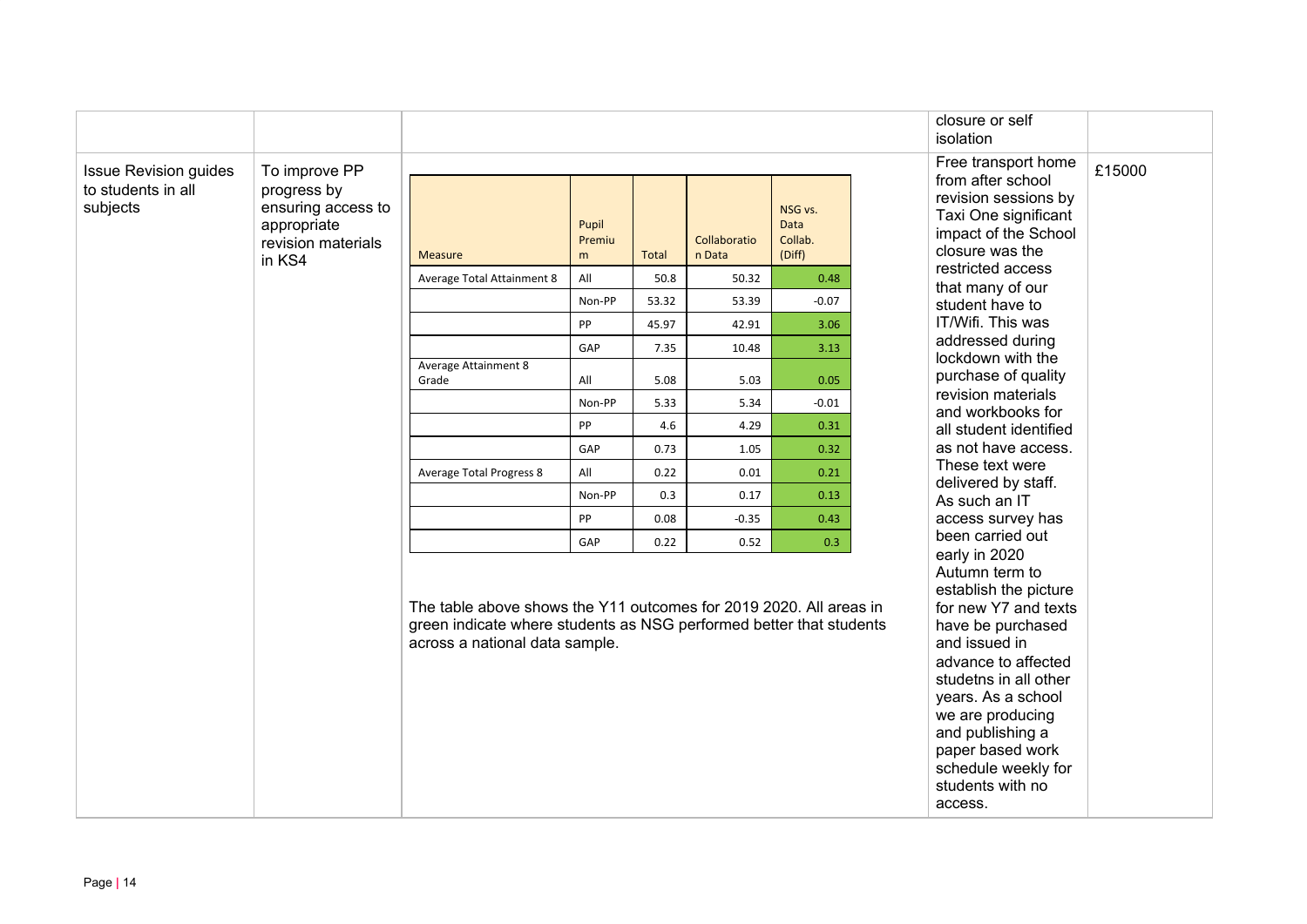| | | | closure or self isolation | |
|---|---|---|---|---|
| Issue Revision guides to students in all subjects | To improve PP progress by ensuring access to appropriate revision materials in KS4 | (see table below) The table above shows the Y11 outcomes for 2019 2020. All areas in green indicate where students as NSG performed better that students across a national data sample. | Free transport home from after school revision sessions by Taxi One significant impact of the School closure was the restricted access that many of our student have to IT/Wifi. This was addressed during lockdown with the purchase of quality revision materials and workbooks for all student identified as not have access. These text were delivered by staff. As such an IT access survey has been carried out early in 2020 Autumn term to establish the picture for new Y7 and texts have be purchased and issued in advance to affected studetns in all other years. As a school we are producing and publishing a paper based work schedule weekly for students with no access. | £15000 |

| Measure | Pupil Premium | Total | Collaboration Data | NSG vs. Data Collab. (Diff) |
|---|---|---|---|---|
| Average Total Attainment 8 | All | 50.8 | 50.32 | 0.48 |
| | Non-PP | 53.32 | 53.39 | -0.07 |
| | PP | 45.97 | 42.91 | 3.06 |
| | GAP | 7.35 | 10.48 | 3.13 |
| Average Attainment 8 Grade | All | 5.08 | 5.03 | 0.05 |
| | Non-PP | 5.33 | 5.34 | -0.01 |
| | PP | 4.6 | 4.29 | 0.31 |
| | GAP | 0.73 | 1.05 | 0.32 |
| Average Total Progress 8 | All | 0.22 | 0.01 | 0.21 |
| | Non-PP | 0.3 | 0.17 | 0.13 |
| | PP | 0.08 | -0.35 | 0.43 |
| | GAP | 0.22 | 0.52 | 0.3 |

The table above shows the Y11 outcomes for 2019 2020. All areas in green indicate where students as NSG performed better that students across a national data sample.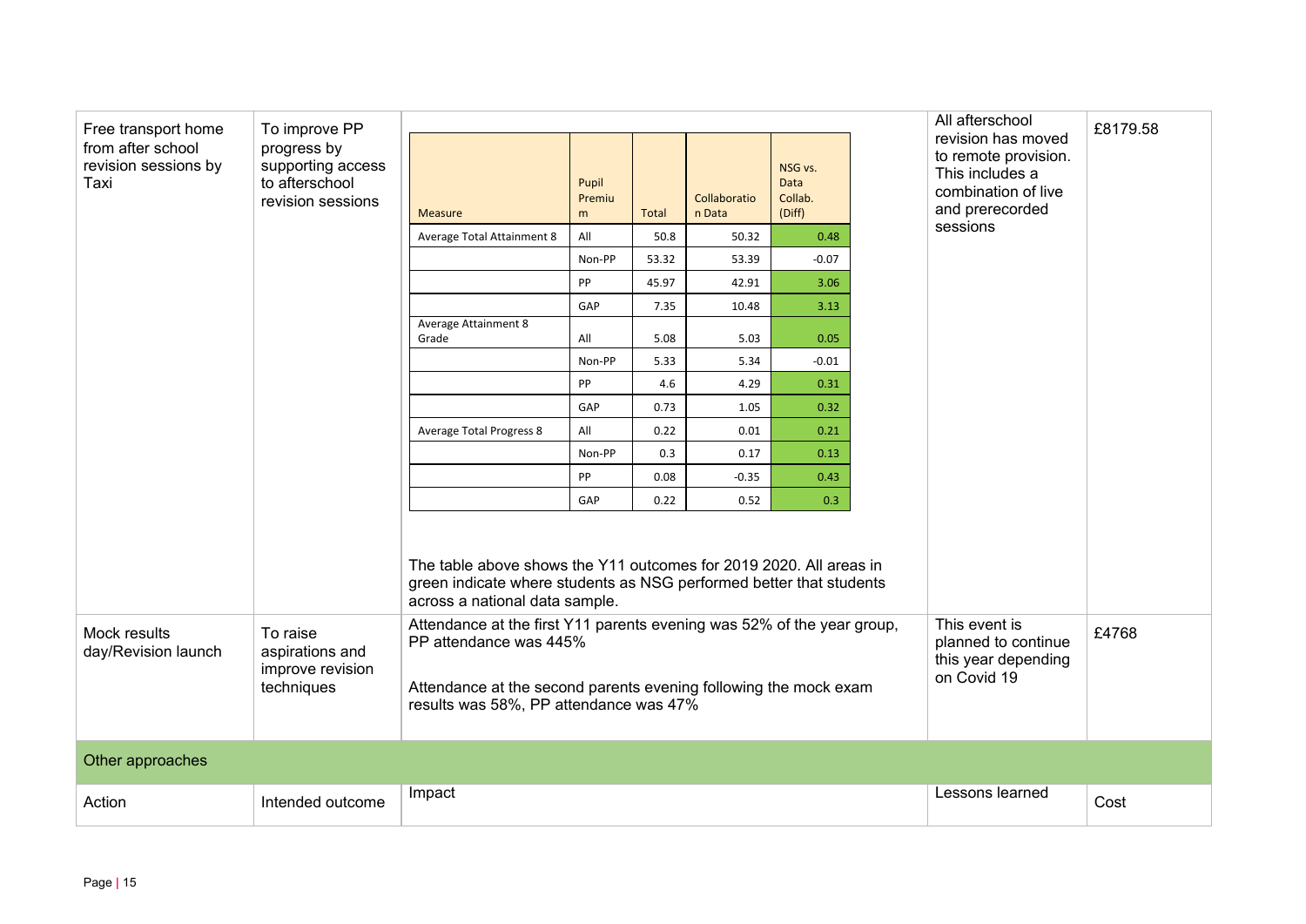| Free transport home from after school revision sessions by Taxi | To improve PP progress by supporting access to afterschool revision sessions | (see nested table below) The table above shows the Y11 outcomes for 2019 2020. All areas in green indicate where students as NSG performed better that students across a national data sample. | All afterschool revision has moved to remote provision. This includes a combination of live and prerecorded sessions | £8179.58 |
|---|---|---|---|---|
| Mock results day/Revision launch | To raise aspirations and improve revision techniques | Attendance at the first Y11 parents evening was 52% of the year group, PP attendance was 445%<br><br>Attendance at the second parents evening following the mock exam results was 58%, PP attendance was 47% | This event is planned to continue this year depending on Covid 19 | £4768 |
| **Other approaches** | | | | |
| Action | Intended outcome | Impact | Lessons learned | Cost |

| Measure | Pupil Premium | Total | Collaboration Data | NSG vs. Data Collab. (Diff) |
|---|---|---|---|---|
| Average Total Attainment 8 | All | 50.8 | 50.32 | 0.48 |
| | Non-PP | 53.32 | 53.39 | -0.07 |
| | PP | 45.97 | 42.91 | 3.06 |
| | GAP | 7.35 | 10.48 | 3.13 |
| Average Attainment 8 Grade | All | 5.08 | 5.03 | 0.05 |
| | Non-PP | 5.33 | 5.34 | -0.01 |
| | PP | 4.6 | 4.29 | 0.31 |
| | GAP | 0.73 | 1.05 | 0.32 |
| Average Total Progress 8 | All | 0.22 | 0.01 | 0.21 |
| | Non-PP | 0.3 | 0.17 | 0.13 |
| | PP | 0.08 | -0.35 | 0.43 |
| | GAP | 0.22 | 0.52 | 0.3 |

The table above shows the Y11 outcomes for 2019 2020. All areas in green indicate where students as NSG performed better that students across a national data sample.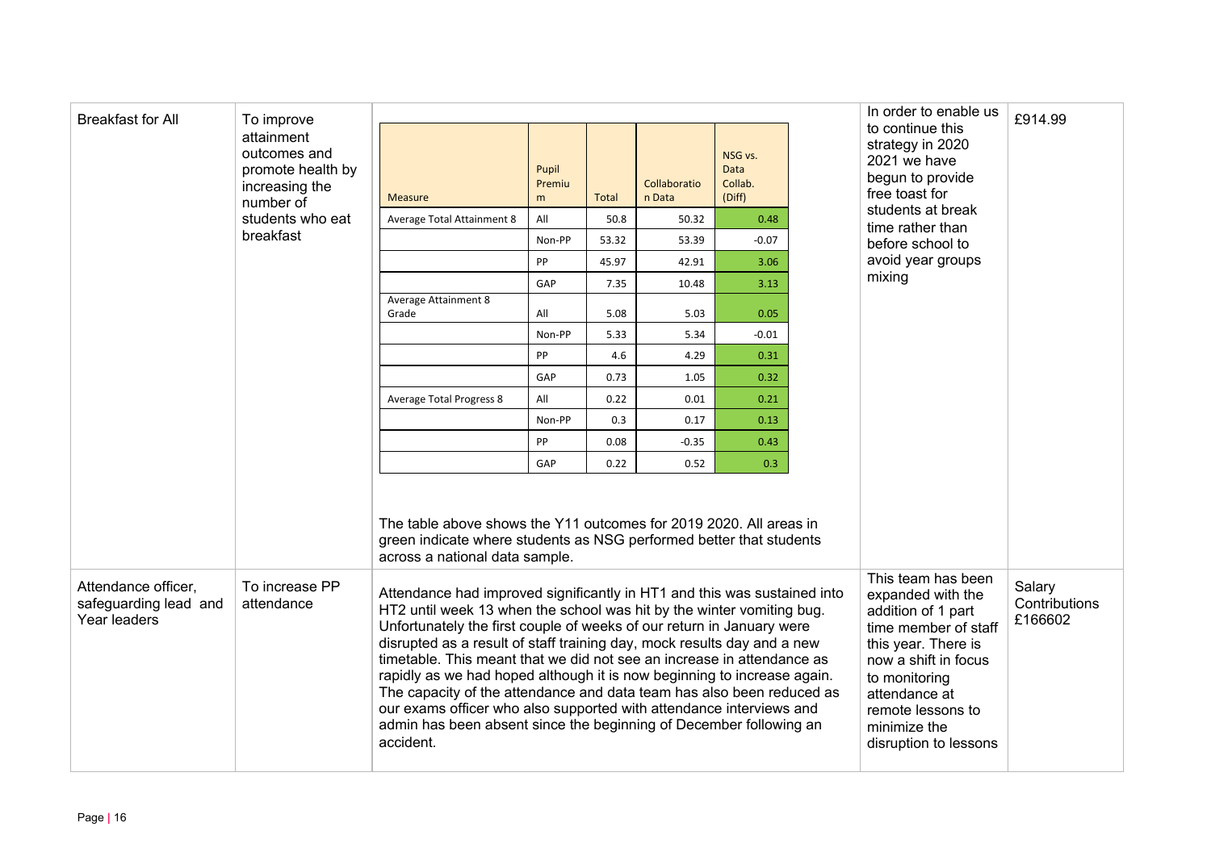| | | | | |
|---|---|---|---|---|
| Breakfast for All | To improve attainment outcomes and promote health by increasing the number of students who eat breakfast | (see table below) The table above shows the Y11 outcomes for 2019 2020. All areas in green indicate where students as NSG performed better that students across a national data sample. | In order to enable us to continue this strategy in 2020 2021 we have begun to provide free toast for students at break time rather than before school to avoid year groups mixing | £914.99 |
| Attendance officer, safeguarding lead and Year leaders | To increase PP attendance | Attendance had improved significantly in HT1 and this was sustained into HT2 until week 13 when the school was hit by the winter vomiting bug. Unfortunately the first couple of weeks of our return in January were disrupted as a result of staff training day, mock results day and a new timetable. This meant that we did not see an increase in attendance as rapidly as we had hoped although it is now beginning to increase again. The capacity of the attendance and data team has also been reduced as our exams officer who also supported with attendance interviews and admin has been absent since the beginning of December following an accident. | This team has been expanded with the addition of 1 part time member of staff this year. There is now a shift in focus to monitoring attendance at remote lessons to minimize the disruption to lessons | Salary Contributions £166602 |

| Measure | Pupil Premium | Total | Collaboration Data | NSG vs. Data Collab. (Diff) |
|---|---|---|---|---|
| Average Total Attainment 8 | All | 50.8 | 50.32 | 0.48 |
| | Non-PP | 53.32 | 53.39 | -0.07 |
| | PP | 45.97 | 42.91 | 3.06 |
| | GAP | 7.35 | 10.48 | 3.13 |
| Average Attainment 8 Grade | All | 5.08 | 5.03 | 0.05 |
| | Non-PP | 5.33 | 5.34 | -0.01 |
| | PP | 4.6 | 4.29 | 0.31 |
| | GAP | 0.73 | 1.05 | 0.32 |
| Average Total Progress 8 | All | 0.22 | 0.01 | 0.21 |
| | Non-PP | 0.3 | 0.17 | 0.13 |
| | PP | 0.08 | -0.35 | 0.43 |
| | GAP | 0.22 | 0.52 | 0.3 |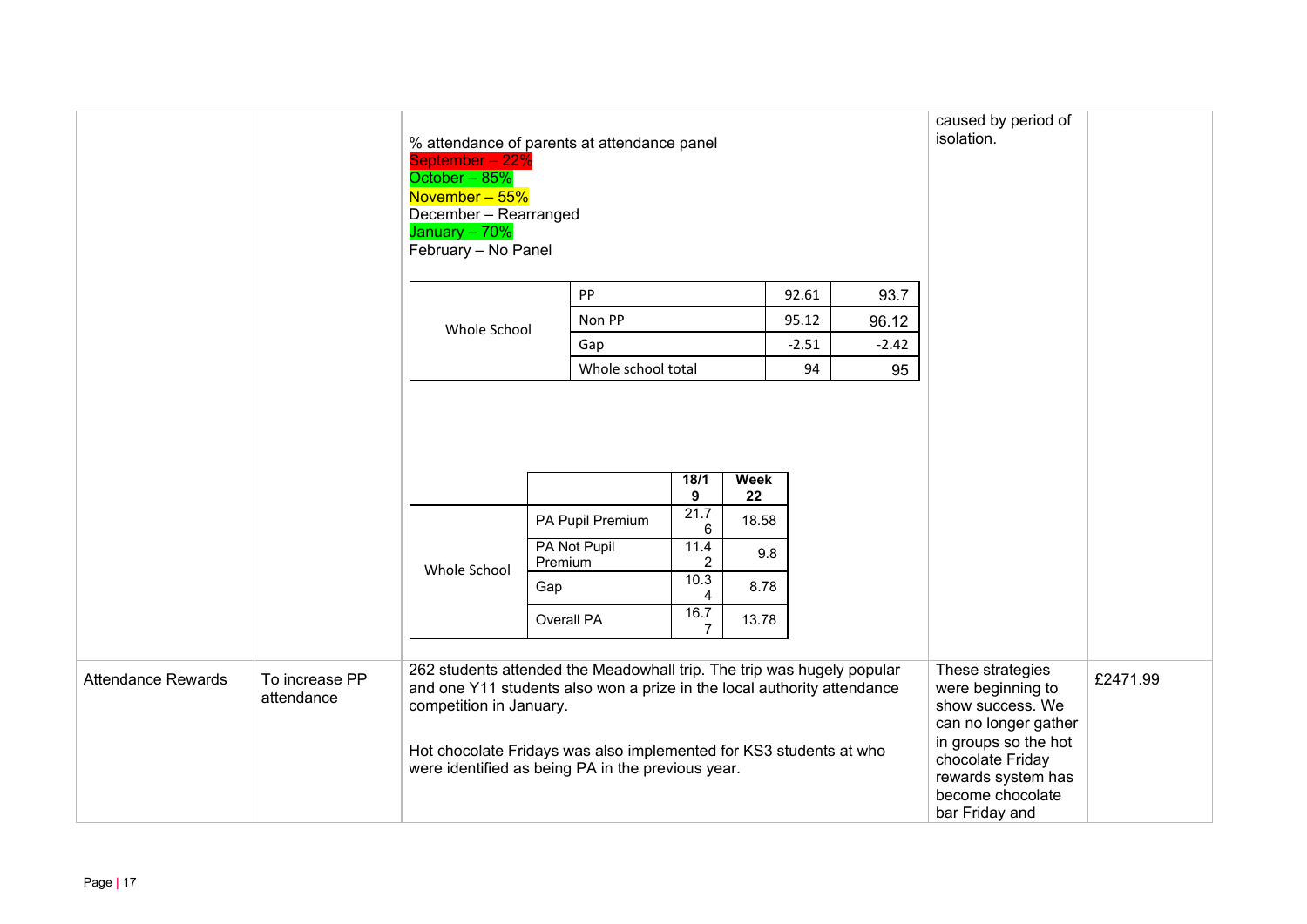| | | | | |
|---|---|---|---|---|
| | | % attendance of parents at attendance panel<br>September – 22%<br>October – 85%<br>November – 55%<br>December – Rearranged<br>January – 70%<br>February – No Panel | caused by period of isolation. | |

| Whole School | | | |
|---|---|---|---|
| Whole School | PP | 92.61 | 93.7 |
| | Non PP | 95.12 | 96.12 |
| | Gap | -2.51 | -2.42 |
| | Whole school total | 94 | 95 |

| | | 18/19 | Week 22 |
|---|---|---|---|
| Whole School | PA Pupil Premium | 21.76 | 18.58 |
| | PA Not Pupil Premium | 11.42 | 9.8 |
| | Gap | 10.34 | 8.78 |
| | Overall PA | 16.77 | 13.78 |

| | | | | |
|---|---|---|---|---|
| Attendance Rewards | To increase PP attendance | 262 students attended the Meadowhall trip. The trip was hugely popular and one Y11 students also won a prize in the local authority attendance competition in January.<br><br>Hot chocolate Fridays was also implemented for KS3 students at who were identified as being PA in the previous year. | These strategies were beginning to show success. We can no longer gather in groups so the hot chocolate Friday rewards system has become chocolate bar Friday and | £2471.99 |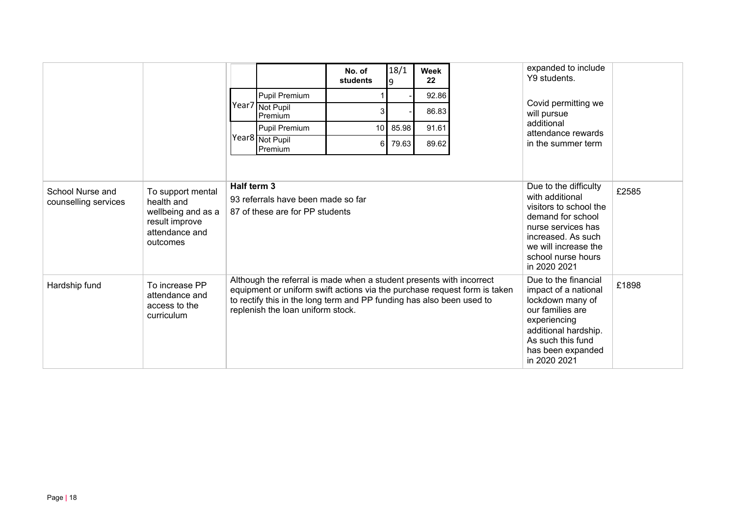| | | | | | | | expanded to include Y9 students.<br><br>Covid permitting we will pursue additional attendance rewards in the summer term | |
|---|---|---|---|---|---|---|---|---|
| | | | | **No. of students** | 18/19 | **Week 22** | | |
| | | Year7 | Pupil Premium | 1 | - | 92.86 | | |
| | | | Not Pupil Premium | 3 | - | 86.83 | | |
| | | Year8 | Pupil Premium | 10 | 85.98 | 91.61 | | |
| | | | Not Pupil Premium | 6 | 79.63 | 89.62 | | |
| School Nurse and counselling services | To support mental health and wellbeing and as a result improve attendance and outcomes | **Half term 3**<br>93 referrals have been made so far<br>87 of these are for PP students | | | | | Due to the difficulty with additional visitors to school the demand for school nurse services has increased. As such we will increase the school nurse hours in 2020 2021 | £2585 |
| Hardship fund | To increase PP attendance and access to the curriculum | Although the referral is made when a student presents with incorrect equipment or uniform swift actions via the purchase request form is taken to rectify this in the long term and PP funding has also been used to replenish the loan uniform stock. | | | | | Due to the financial impact of a national lockdown many of our families are experiencing additional hardship. As such this fund has been expanded in 2020 2021 | £1898 |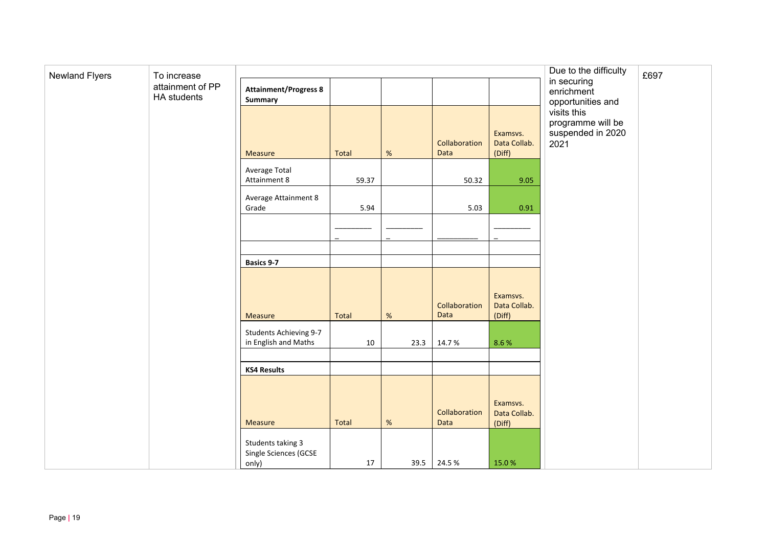| Newland Flyers | To increase attainment of PP HA students | *(see nested data below)* | Due to the difficulty in securing enrichment opportunities and visits this programme will be suspended in 2020 2021 | £697 |
|---|---|---|---|---|

| **Attainment/Progress 8 Summary** | | | | |
|---|---|---|---|---|
| Measure | Total | % | Collaboration Data | Examsvs. Data Collab. (Diff) |
| Average Total Attainment 8 | 59.37 | | 50.32 | 9.05 |
| Average Attainment 8 Grade | 5.94 | | 5.03 | 0.91 |
| | _________ _ | _________ _ | __________ | _________ _ |
| | | | | |
| **Basics 9-7** | | | | |
| Measure | Total | % | Collaboration Data | Examsvs. Data Collab. (Diff) |
| Students Achieving 9-7 in English and Maths | 10 | 23.3 | 14.7 % | 8.6 % |
| | | | | |
| **KS4 Results** | | | | |
| Measure | Total | % | Collaboration Data | Examsvs. Data Collab. (Diff) |
| Students taking 3 Single Sciences (GCSE only) | 17 | 39.5 | 24.5 % | 15.0 % |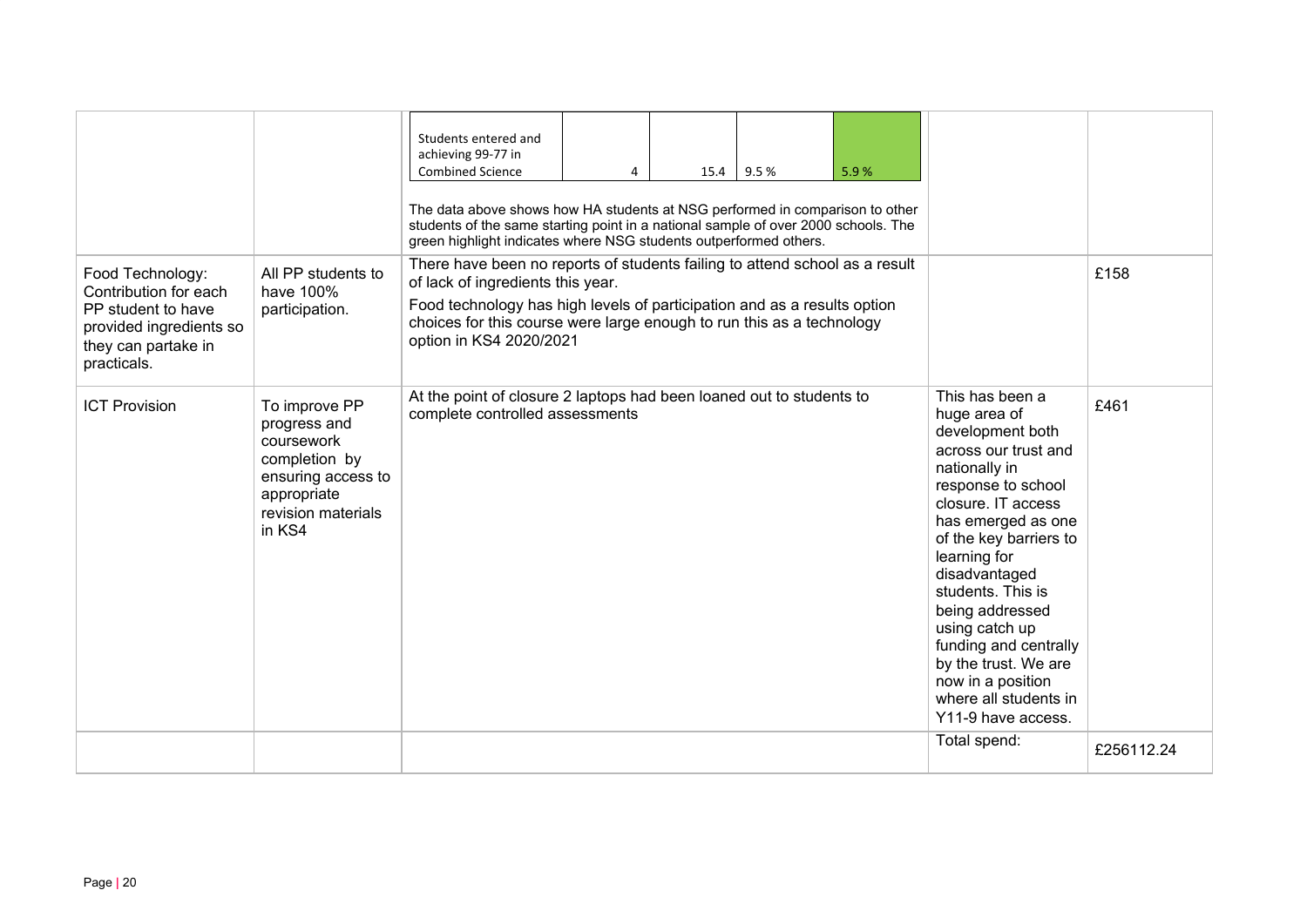| | | | | |
|---|---|---|---|---|
| | | <table><tr><td>Students entered and achieving 99-77 in Combined Science</td><td>4</td><td>15.4</td><td>9.5 %</td><td>5.9 %</td></tr></table> The data above shows how HA students at NSG performed in comparison to other students of the same starting point in a national sample of over 2000 schools. The green highlight indicates where NSG students outperformed others. | | |
| Food Technology: Contribution for each PP student to have provided ingredients so they can partake in practicals. | All PP students to have 100% participation. | There have been no reports of students failing to attend school as a result of lack of ingredients this year.<br>Food technology has high levels of participation and as a results option choices for this course were large enough to run this as a technology option in KS4 2020/2021 | | £158 |
| ICT Provision | To improve PP progress and coursework completion by ensuring access to appropriate revision materials in KS4 | At the point of closure 2 laptops had been loaned out to students to complete controlled assessments | This has been a huge area of development both across our trust and nationally in response to school closure. IT access has emerged as one of the key barriers to learning for disadvantaged students. This is being addressed using catch up funding and centrally by the trust. We are now in a position where all students in Y11-9 have access. | £461 |
| | | | Total spend: | £256112.24 |